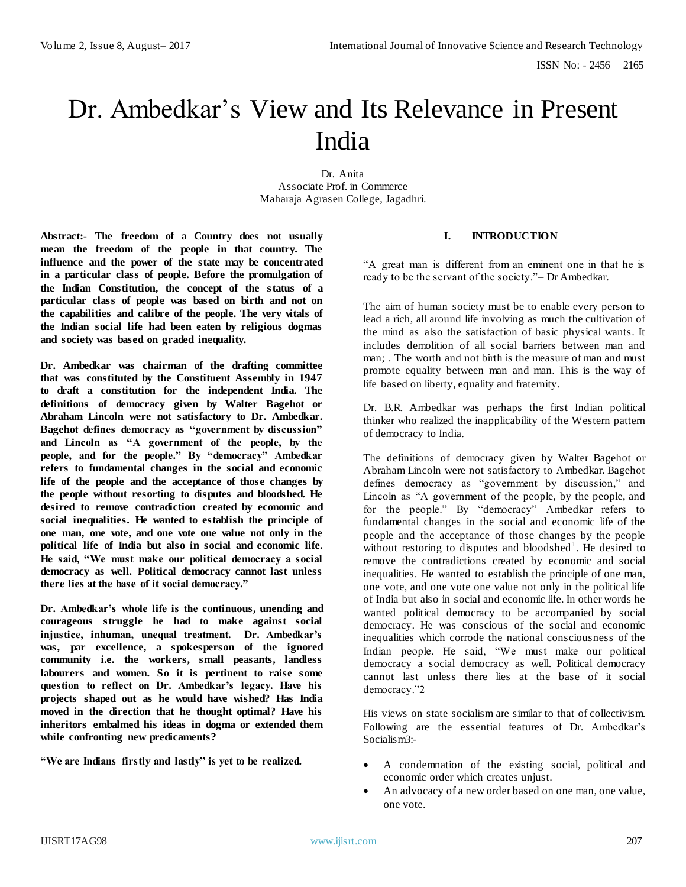# Dr. Ambedkar's View and Its Relevance in Present India

Dr. Anita
Associate Prof. in Commerce
Maharaja Agrasen College, Jagadhri.

**Abstract:- The freedom of a Country does not usually mean the freedom of the people in that country. The influence and the power of the state may be concentrated in a particular class of people. Before the promulgation of the Indian Constitution, the concept of the status of a particular class of people was based on birth and not on the capabilities and calibre of the people. The very vitals of the Indian social life had been eaten by religious dogmas and society was based on graded inequality.**

**Dr. Ambedkar was chairman of the drafting committee that was constituted by the Constituent Assembly in 1947 to draft a constitution for the independent India. The definitions of democracy given by Walter Bagehot or Abraham Lincoln were not satisfactory to Dr. Ambedkar. Bagehot defines democracy as "government by discussion" and Lincoln as "A government of the people, by the people, and for the people." By "democracy" Ambedkar refers to fundamental changes in the social and economic life of the people and the acceptance of those changes by the people without resorting to disputes and bloodshed. He desired to remove contradiction created by economic and social inequalities. He wanted to establish the principle of one man, one vote, and one vote one value not only in the political life of India but also in social and economic life. He said, "We must make our political democracy a social democracy as well. Political democracy cannot last unless there lies at the base of it social democracy."**

**Dr. Ambedkar's whole life is the continuous, unending and courageous struggle he had to make against social injustice, inhuman, unequal treatment. Dr. Ambedkar's was, par excellence, a spokesperson of the ignored community i.e. the workers, small peasants, landless labourers and women. So it is pertinent to raise some question to reflect on Dr. Ambedkar's legacy. Have his projects shaped out as he would have wished? Has India moved in the direction that he thought optimal? Have his inheritors embalmed his ideas in dogma or extended them while confronting new predicaments?**

**"We are Indians firstly and lastly" is yet to be realized.**

## I. INTRODUCTION

"A great man is different from an eminent one in that he is ready to be the servant of the society."– Dr Ambedkar.

The aim of human society must be to enable every person to lead a rich, all around life involving as much the cultivation of the mind as also the satisfaction of basic physical wants. It includes demolition of all social barriers between man and man; . The worth and not birth is the measure of man and must promote equality between man and man. This is the way of life based on liberty, equality and fraternity.

Dr. B.R. Ambedkar was perhaps the first Indian political thinker who realized the inapplicability of the Western pattern of democracy to India.

The definitions of democracy given by Walter Bagehot or Abraham Lincoln were not satisfactory to Ambedkar. Bagehot defines democracy as "government by discussion," and Lincoln as "A government of the people, by the people, and for the people." By "democracy" Ambedkar refers to fundamental changes in the social and economic life of the people and the acceptance of those changes by the people without restoring to disputes and bloodshed[1]. He desired to remove the contradictions created by economic and social inequalities. He wanted to establish the principle of one man, one vote, and one vote one value not only in the political life of India but also in social and economic life. In other words he wanted political democracy to be accompanied by social democracy. He was conscious of the social and economic inequalities which corrode the national consciousness of the Indian people. He said, "We must make our political democracy a social democracy as well. Political democracy cannot last unless there lies at the base of it social democracy."2

His views on state socialism are similar to that of collectivism. Following are the essential features of Dr. Ambedkar's Socialism3:-

- A condemnation of the existing social, political and economic order which creates unjust.
- An advocacy of a new order based on one man, one value, one vote.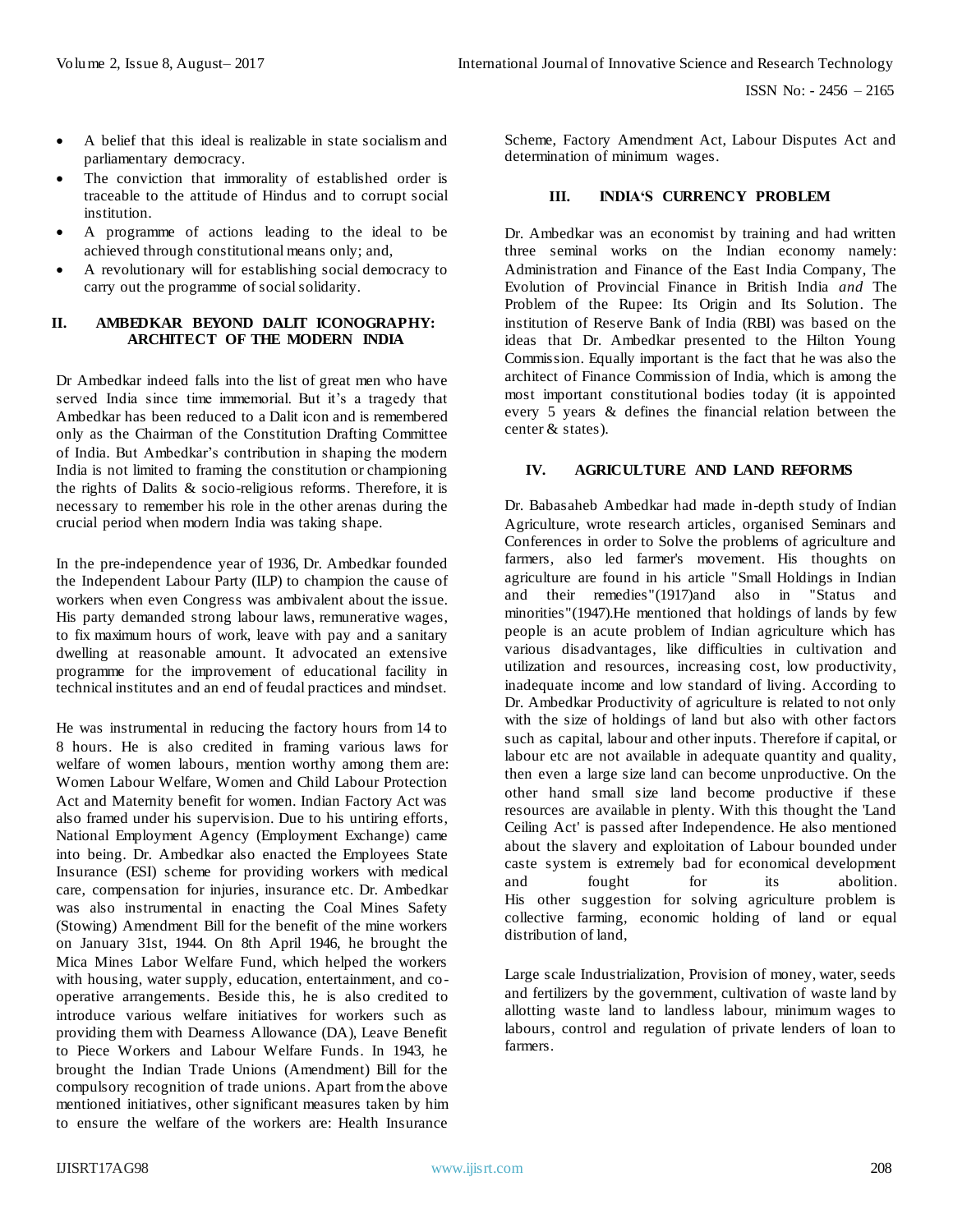- A belief that this ideal is realizable in state socialism and parliamentary democracy.
- The conviction that immorality of established order is traceable to the attitude of Hindus and to corrupt social institution.
- A programme of actions leading to the ideal to be achieved through constitutional means only; and,
- A revolutionary will for establishing social democracy to carry out the programme of social solidarity.

## II. AMBEDKAR BEYOND DALIT ICONOGRAPHY: ARCHITECT OF THE MODERN INDIA

Dr Ambedkar indeed falls into the list of great men who have served India since time immemorial. But it's a tragedy that Ambedkar has been reduced to a Dalit icon and is remembered only as the Chairman of the Constitution Drafting Committee of India. But Ambedkar's contribution in shaping the modern India is not limited to framing the constitution or championing the rights of Dalits & socio-religious reforms. Therefore, it is necessary to remember his role in the other arenas during the crucial period when modern India was taking shape.

In the pre-independence year of 1936, Dr. Ambedkar founded the Independent Labour Party (ILP) to champion the cause of workers when even Congress was ambivalent about the issue. His party demanded strong labour laws, remunerative wages, to fix maximum hours of work, leave with pay and a sanitary dwelling at reasonable amount. It advocated an extensive programme for the improvement of educational facility in technical institutes and an end of feudal practices and mindset.

He was instrumental in reducing the factory hours from 14 to 8 hours. He is also credited in framing various laws for welfare of women labours, mention worthy among them are: Women Labour Welfare, Women and Child Labour Protection Act and Maternity benefit for women. Indian Factory Act was also framed under his supervision. Due to his untiring efforts, National Employment Agency (Employment Exchange) came into being. Dr. Ambedkar also enacted the Employees State Insurance (ESI) scheme for providing workers with medical care, compensation for injuries, insurance etc. Dr. Ambedkar was also instrumental in enacting the Coal Mines Safety (Stowing) Amendment Bill for the benefit of the mine workers on January 31st, 1944. On 8th April 1946, he brought the Mica Mines Labor Welfare Fund, which helped the workers with housing, water supply, education, entertainment, and co-operative arrangements. Beside this, he is also credited to introduce various welfare initiatives for workers such as providing them with Dearness Allowance (DA), Leave Benefit to Piece Workers and Labour Welfare Funds. In 1943, he brought the Indian Trade Unions (Amendment) Bill for the compulsory recognition of trade unions. Apart from the above mentioned initiatives, other significant measures taken by him to ensure the welfare of the workers are: Health Insurance Scheme, Factory Amendment Act, Labour Disputes Act and determination of minimum wages.

## III. INDIA'S CURRENCY PROBLEM

Dr. Ambedkar was an economist by training and had written three seminal works on the Indian economy namely: Administration and Finance of the East India Company, The Evolution of Provincial Finance in British India *and* The Problem of the Rupee: Its Origin and Its Solution. The institution of Reserve Bank of India (RBI) was based on the ideas that Dr. Ambedkar presented to the Hilton Young Commission. Equally important is the fact that he was also the architect of Finance Commission of India, which is among the most important constitutional bodies today (it is appointed every 5 years & defines the financial relation between the center & states).

## IV. AGRICULTURE AND LAND REFORMS

Dr. Babasaheb Ambedkar had made in-depth study of Indian Agriculture, wrote research articles, organised Seminars and Conferences in order to Solve the problems of agriculture and farmers, also led farmer's movement. His thoughts on agriculture are found in his article "Small Holdings in Indian and their remedies"(1917)and also in "Status and minorities"(1947).He mentioned that holdings of lands by few people is an acute problem of Indian agriculture which has various disadvantages, like difficulties in cultivation and utilization and resources, increasing cost, low productivity, inadequate income and low standard of living. According to Dr. Ambedkar Productivity of agriculture is related to not only with the size of holdings of land but also with other factors such as capital, labour and other inputs. Therefore if capital, or labour etc are not available in adequate quantity and quality, then even a large size land can become unproductive. On the other hand small size land become productive if these resources are available in plenty. With this thought the 'Land Ceiling Act' is passed after Independence. He also mentioned about the slavery and exploitation of Labour bounded under caste system is extremely bad for economical development and fought for its abolition.
His other suggestion for solving agriculture problem is collective farming, economic holding of land or equal distribution of land,

Large scale Industrialization, Provision of money, water, seeds and fertilizers by the government, cultivation of waste land by allotting waste land to landless labour, minimum wages to labours, control and regulation of private lenders of loan to farmers.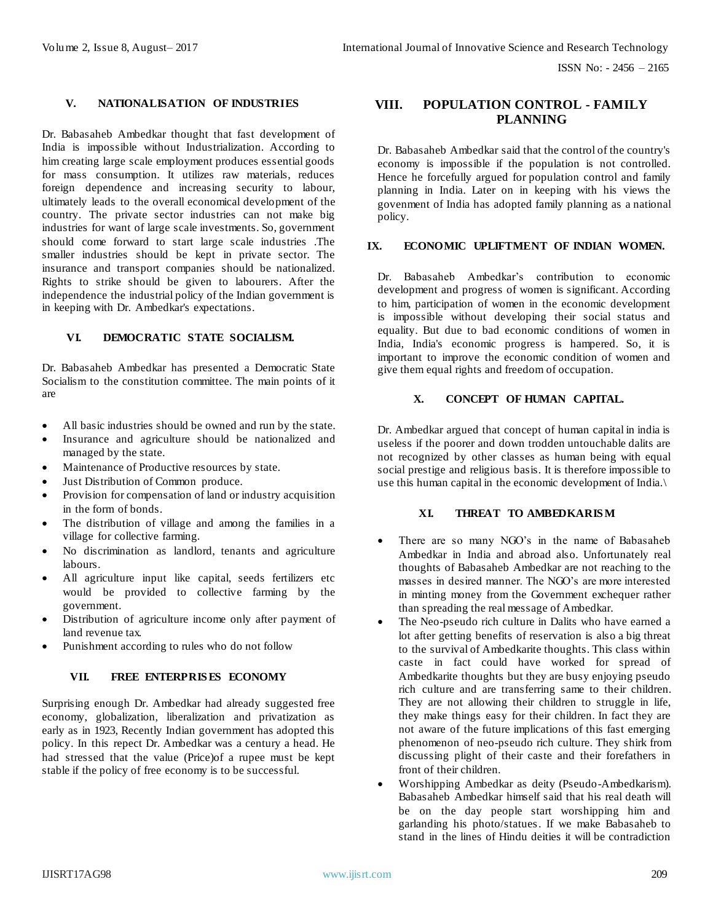## V. NATIONALISATION OF INDUSTRIES

Dr. Babasaheb Ambedkar thought that fast development of India is impossible without Industrialization. According to him creating large scale employment produces essential goods for mass consumption. It utilizes raw materials, reduces foreign dependence and increasing security to labour, ultimately leads to the overall economical development of the country. The private sector industries can not make big industries for want of large scale investments. So, government should come forward to start large scale industries .The smaller industries should be kept in private sector. The insurance and transport companies should be nationalized. Rights to strike should be given to labourers. After the independence the industrial policy of the Indian government is in keeping with Dr. Ambedkar's expectations.

## VI. DEMOCRATIC STATE SOCIALISM.

Dr. Babasaheb Ambedkar has presented a Democratic State Socialism to the constitution committee. The main points of it are

- All basic industries should be owned and run by the state.
- Insurance and agriculture should be nationalized and managed by the state.
- Maintenance of Productive resources by state.
- Just Distribution of Common produce.
- Provision for compensation of land or industry acquisition in the form of bonds.
- The distribution of village and among the families in a village for collective farming.
- No discrimination as landlord, tenants and agriculture labours.
- All agriculture input like capital, seeds fertilizers etc would be provided to collective farming by the government.
- Distribution of agriculture income only after payment of land revenue tax.
- Punishment according to rules who do not follow

## VII. FREE ENTERPRISES ECONOMY

Surprising enough Dr. Ambedkar had already suggested free economy, globalization, liberalization and privatization as early as in 1923, Recently Indian government has adopted this policy. In this repect Dr. Ambedkar was a century a head. He had stressed that the value (Price)of a rupee must be kept stable if the policy of free economy is to be successful.

## VIII. POPULATION CONTROL - FAMILY PLANNING

Dr. Babasaheb Ambedkar said that the control of the country's economy is impossible if the population is not controlled. Hence he forcefully argued for population control and family planning in India. Later on in keeping with his views the government of India has adopted family planning as a national policy.

## IX. ECONOMIC UPLIFTMENT OF INDIAN WOMEN.

Dr. Babasaheb Ambedkar's contribution to economic development and progress of women is significant. According to him, participation of women in the economic development is impossible without developing their social status and equality. But due to bad economic conditions of women in India, India's economic progress is hampered. So, it is important to improve the economic condition of women and give them equal rights and freedom of occupation.

## X. CONCEPT OF HUMAN CAPITAL.

Dr. Ambedkar argued that concept of human capital in india is useless if the poorer and down trodden untouchable dalits are not recognized by other classes as human being with equal social prestige and religious basis. It is therefore impossible to use this human capital in the economic development of India.\

## XI. THREAT TO AMBEDKARISM

- There are so many NGO's in the name of Babasaheb Ambedkar in India and abroad also. Unfortunately real thoughts of Babasaheb Ambedkar are not reaching to the masses in desired manner. The NGO's are more interested in minting money from the Government exchequer rather than spreading the real message of Ambedkar.
- The Neo-pseudo rich culture in Dalits who have earned a lot after getting benefits of reservation is also a big threat to the survival of Ambedkarite thoughts. This class within caste in fact could have worked for spread of Ambedkarite thoughts but they are busy enjoying pseudo rich culture and are transferring same to their children. They are not allowing their children to struggle in life, they make things easy for their children. In fact they are not aware of the future implications of this fast emerging phenomenon of neo-pseudo rich culture. They shirk from discussing plight of their caste and their forefathers in front of their children.
- Worshipping Ambedkar as deity (Pseudo-Ambedkarism). Babasaheb Ambedkar himself said that his real death will be on the day people start worshipping him and garlanding his photo/statues. If we make Babasaheb to stand in the lines of Hindu deities it will be contradiction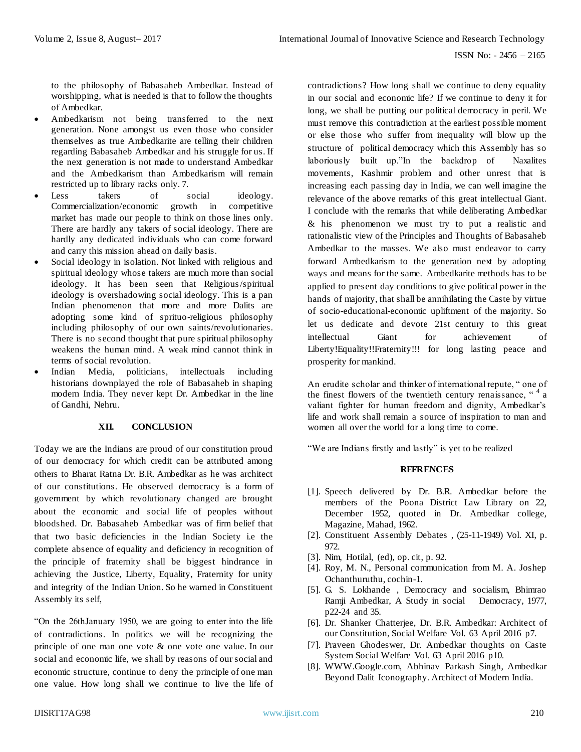to the philosophy of Babasaheb Ambedkar. Instead of worshipping, what is needed is that to follow the thoughts of Ambedkar.

- Ambedkarism not being transferred to the next generation. None amongst us even those who consider themselves as true Ambedkarite are telling their children regarding Babasaheb Ambedkar and his struggle for us. If the next generation is not made to understand Ambedkar and the Ambedkarism than Ambedkarism will remain restricted up to library racks only. 7.
- Less takers of social ideology. Commercialization/economic growth in competitive market has made our people to think on those lines only. There are hardly any takers of social ideology. There are hardly any dedicated individuals who can come forward and carry this mission ahead on daily basis.
- Social ideology in isolation. Not linked with religious and spiritual ideology whose takers are much more than social ideology. It has been seen that Religious/spiritual ideology is overshadowing social ideology. This is a pan Indian phenomenon that more and more Dalits are adopting some kind of sprituo-religious philosophy including philosophy of our own saints/revolutionaries. There is no second thought that pure spiritual philosophy weakens the human mind. A weak mind cannot think in terms of social revolution.
- Indian Media, politicians, intellectuals including historians downplayed the role of Babasaheb in shaping modern India. They never kept Dr. Ambedkar in the line of Gandhi, Nehru.

## XII. CONCLUSION

Today we are the Indians are proud of our constitution proud of our democracy for which credit can be attributed among others to Bharat Ratna Dr. B.R. Ambedkar as he was architect of our constitutions. He observed democracy is a form of government by which revolutionary changed are brought about the economic and social life of peoples without bloodshed. Dr. Babasaheb Ambedkar was of firm belief that that two basic deficiencies in the Indian Society i.e the complete absence of equality and deficiency in recognition of the principle of fraternity shall be biggest hindrance in achieving the Justice, Liberty, Equality, Fraternity for unity and integrity of the Indian Union. So he warned in Constituent Assembly its self,

"On the 26thJanuary 1950, we are going to enter into the life of contradictions. In politics we will be recognizing the principle of one man one vote & one vote one value. In our social and economic life, we shall by reasons of our social and economic structure, continue to deny the principle of one man one value. How long shall we continue to live the life of contradictions? How long shall we continue to deny equality in our social and economic life? If we continue to deny it for long, we shall be putting our political democracy in peril. We must remove this contradiction at the earliest possible moment or else those who suffer from inequality will blow up the structure of political democracy which this Assembly has so laboriously built up."In the backdrop of Naxalites movements, Kashmir problem and other unrest that is increasing each passing day in India, we can well imagine the relevance of the above remarks of this great intellectual Giant. I conclude with the remarks that while deliberating Ambedkar & his phenomenon we must try to put a realistic and rationalistic view of the Principles and Thoughts of Babasaheb Ambedkar to the masses. We also must endeavor to carry forward Ambedkarism to the generation next by adopting ways and means for the same. Ambedkarite methods has to be applied to present day conditions to give political power in the hands of majority, that shall be annihilating the Caste by virtue of socio-educational-economic upliftment of the majority. So let us dedicate and devote 21st century to this great intellectual Giant for achievement of Liberty!Equality!!Fraternity!!! for long lasting peace and prosperity for mankind.

An erudite scholar and thinker of international repute, " one of the finest flowers of the twentieth century renaissance, " [4] a valiant fighter for human freedom and dignity, Ambedkar's life and work shall remain a source of inspiration to man and women all over the world for a long time to come.

"We are Indians firstly and lastly" is yet to be realized

## REFRENCES

[1]. Speech delivered by Dr. B.R. Ambedkar before the members of the Poona District Law Library on 22, December 1952, quoted in Dr. Ambedkar college, Magazine, Mahad, 1962.

[2]. Constituent Assembly Debates , (25-11-1949) Vol. XI, p. 972.

[3]. Nim, Hotilal, (ed), op. cit, p. 92.

[4]. Roy, M. N., Personal communication from M. A. Joshep Ochanthuruthu, cochin-1.

[5]. G. S. Lokhande , Democracy and socialism, Bhimrao Ramji Ambedkar, A Study in social Democracy, 1977, p22-24 and 35.

[6]. Dr. Shanker Chatterjee, Dr. B.R. Ambedkar: Architect of our Constitution, Social Welfare Vol. 63 April 2016 p7.

[7]. Praveen Ghodeswer, Dr. Ambedkar thoughts on Caste System Social Welfare Vol. 63 April 2016 p10.

[8]. WWW.Google.com, Abhinav Parkash Singh, Ambedkar Beyond Dalit Iconography. Architect of Modern India.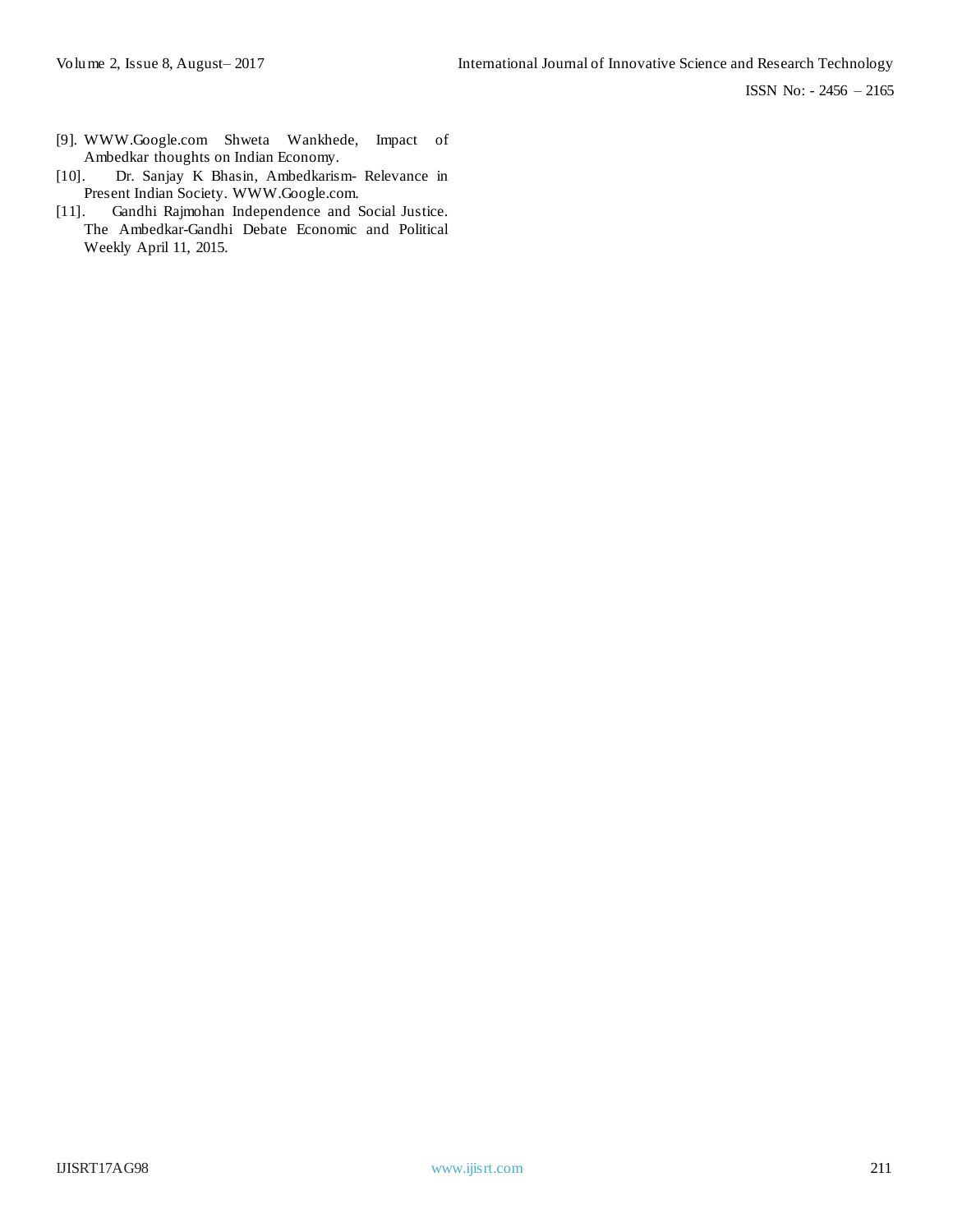[9]. WWW.Google.com Shweta Wankhede, Impact of Ambedkar thoughts on Indian Economy.

[10]. Dr. Sanjay K Bhasin, Ambedkarism- Relevance in Present Indian Society. WWW.Google.com.

[11]. Gandhi Rajmohan Independence and Social Justice. The Ambedkar-Gandhi Debate Economic and Political Weekly April 11, 2015.